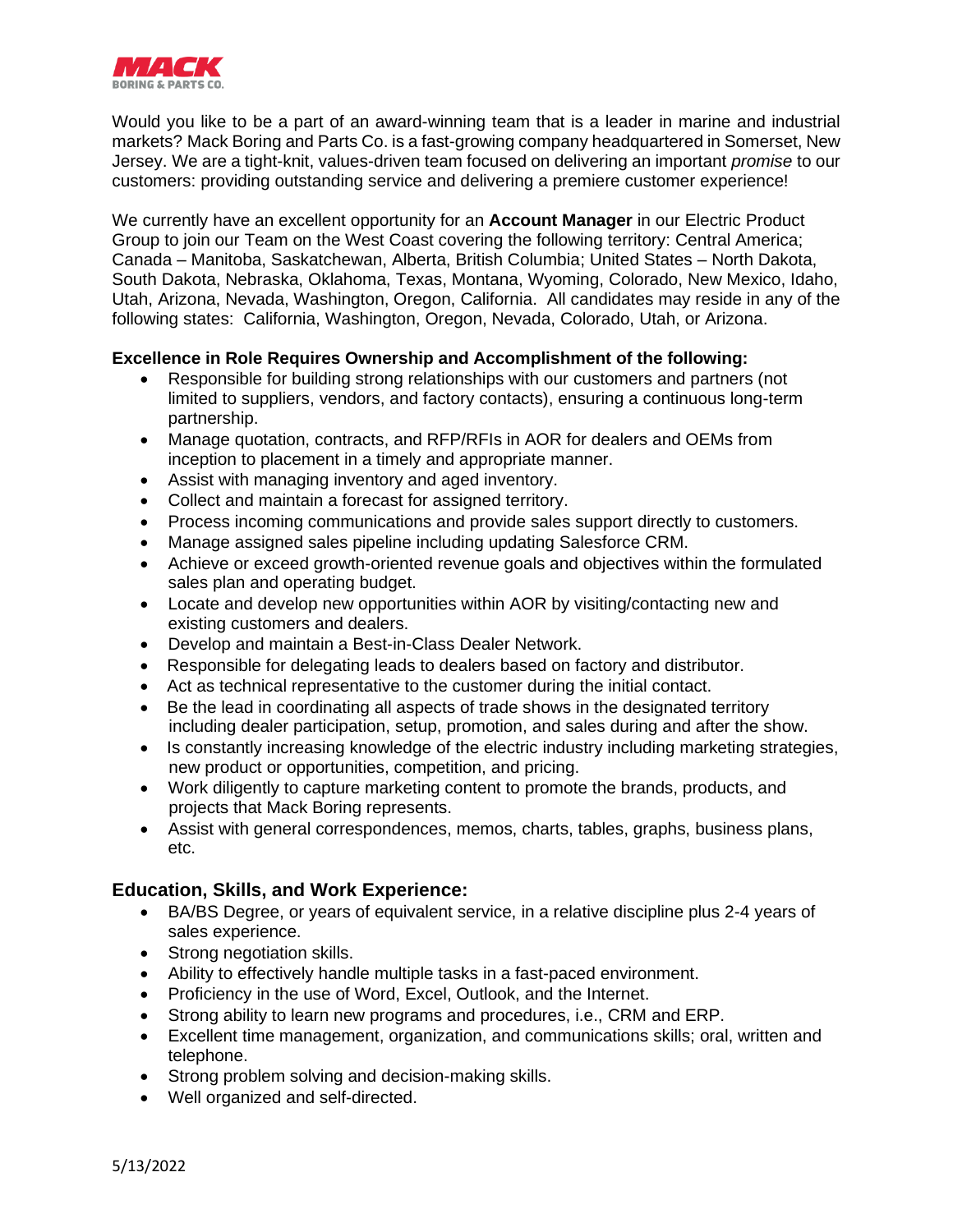MACK
BORING & PARTS CO.

Would you like to be a part of an award-winning team that is a leader in marine and industrial markets? Mack Boring and Parts Co. is a fast-growing company headquartered in Somerset, New Jersey. We are a tight-knit, values-driven team focused on delivering an important *promise* to our customers: providing outstanding service and delivering a premiere customer experience!

We currently have an excellent opportunity for an **Account Manager** in our Electric Product Group to join our Team on the West Coast covering the following territory: Central America; Canada – Manitoba, Saskatchewan, Alberta, British Columbia; United States – North Dakota, South Dakota, Nebraska, Oklahoma, Texas, Montana, Wyoming, Colorado, New Mexico, Idaho, Utah, Arizona, Nevada, Washington, Oregon, California. All candidates may reside in any of the following states: California, Washington, Oregon, Nevada, Colorado, Utah, or Arizona.

**Excellence in Role Requires Ownership and Accomplishment of the following:**

- Responsible for building strong relationships with our customers and partners (not limited to suppliers, vendors, and factory contacts), ensuring a continuous long-term partnership.
- Manage quotation, contracts, and RFP/RFIs in AOR for dealers and OEMs from inception to placement in a timely and appropriate manner.
- Assist with managing inventory and aged inventory.
- Collect and maintain a forecast for assigned territory.
- Process incoming communications and provide sales support directly to customers.
- Manage assigned sales pipeline including updating Salesforce CRM.
- Achieve or exceed growth-oriented revenue goals and objectives within the formulated sales plan and operating budget.
- Locate and develop new opportunities within AOR by visiting/contacting new and existing customers and dealers.
- Develop and maintain a Best-in-Class Dealer Network.
- Responsible for delegating leads to dealers based on factory and distributor.
- Act as technical representative to the customer during the initial contact.
- Be the lead in coordinating all aspects of trade shows in the designated territory including dealer participation, setup, promotion, and sales during and after the show.
- Is constantly increasing knowledge of the electric industry including marketing strategies, new product or opportunities, competition, and pricing.
- Work diligently to capture marketing content to promote the brands, products, and projects that Mack Boring represents.
- Assist with general correspondences, memos, charts, tables, graphs, business plans, etc.

## Education, Skills, and Work Experience:

- BA/BS Degree, or years of equivalent service, in a relative discipline plus 2-4 years of sales experience.
- Strong negotiation skills.
- Ability to effectively handle multiple tasks in a fast-paced environment.
- Proficiency in the use of Word, Excel, Outlook, and the Internet.
- Strong ability to learn new programs and procedures, i.e., CRM and ERP.
- Excellent time management, organization, and communications skills; oral, written and telephone.
- Strong problem solving and decision-making skills.
- Well organized and self-directed.

5/13/2022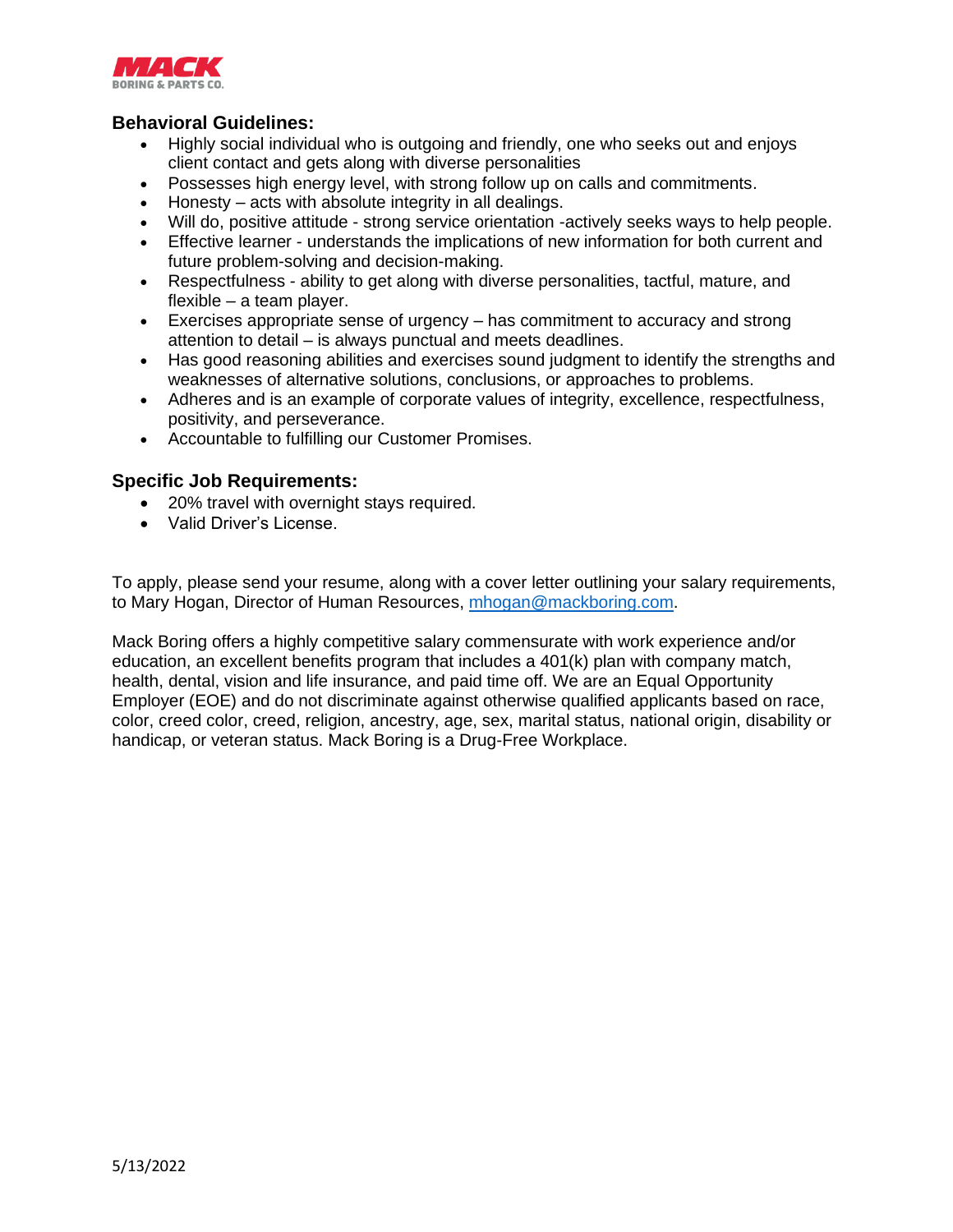## Behavioral Guidelines:

- Highly social individual who is outgoing and friendly, one who seeks out and enjoys client contact and gets along with diverse personalities
- Possesses high energy level, with strong follow up on calls and commitments.
- Honesty – acts with absolute integrity in all dealings.
- Will do, positive attitude - strong service orientation -actively seeks ways to help people.
- Effective learner - understands the implications of new information for both current and future problem-solving and decision-making.
- Respectfulness - ability to get along with diverse personalities, tactful, mature, and flexible – a team player.
- Exercises appropriate sense of urgency – has commitment to accuracy and strong attention to detail – is always punctual and meets deadlines.
- Has good reasoning abilities and exercises sound judgment to identify the strengths and weaknesses of alternative solutions, conclusions, or approaches to problems.
- Adheres and is an example of corporate values of integrity, excellence, respectfulness, positivity, and perseverance.
- Accountable to fulfilling our Customer Promises.

## Specific Job Requirements:

- 20% travel with overnight stays required.
- Valid Driver's License.

To apply, please send your resume, along with a cover letter outlining your salary requirements, to Mary Hogan, Director of Human Resources, mhogan@mackboring.com.

Mack Boring offers a highly competitive salary commensurate with work experience and/or education, an excellent benefits program that includes a 401(k) plan with company match, health, dental, vision and life insurance, and paid time off. We are an Equal Opportunity Employer (EOE) and do not discriminate against otherwise qualified applicants based on race, color, creed color, creed, religion, ancestry, age, sex, marital status, national origin, disability or handicap, or veteran status. Mack Boring is a Drug-Free Workplace.

5/13/2022